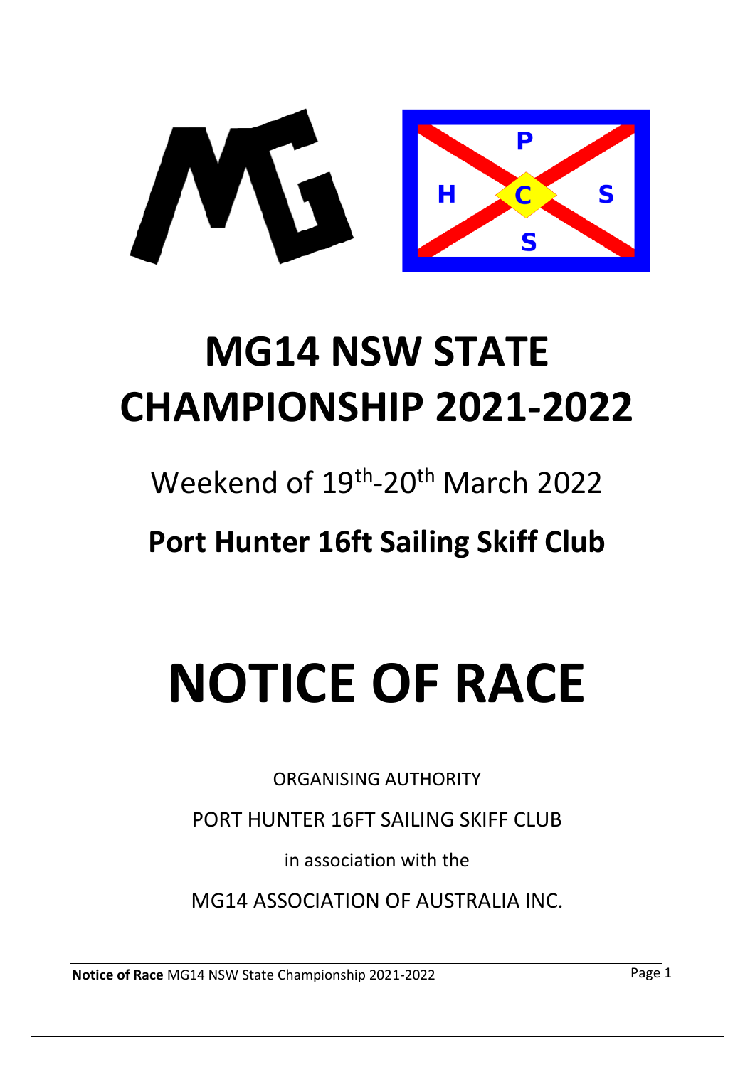# MG14 NSW STATE CHAMPIONSHIP 2021-2022

Weekend of 19th-20th March 2022

**Port Hunter 16ft Sailing Skiff Club**

# NOTICE OF RACE

ORGANISING AUTHORITY

PORT HUNTER 16FT SAILING SKIFF CLUB

in association with the

MG14 ASSOCIATION OF AUSTRALIA INC.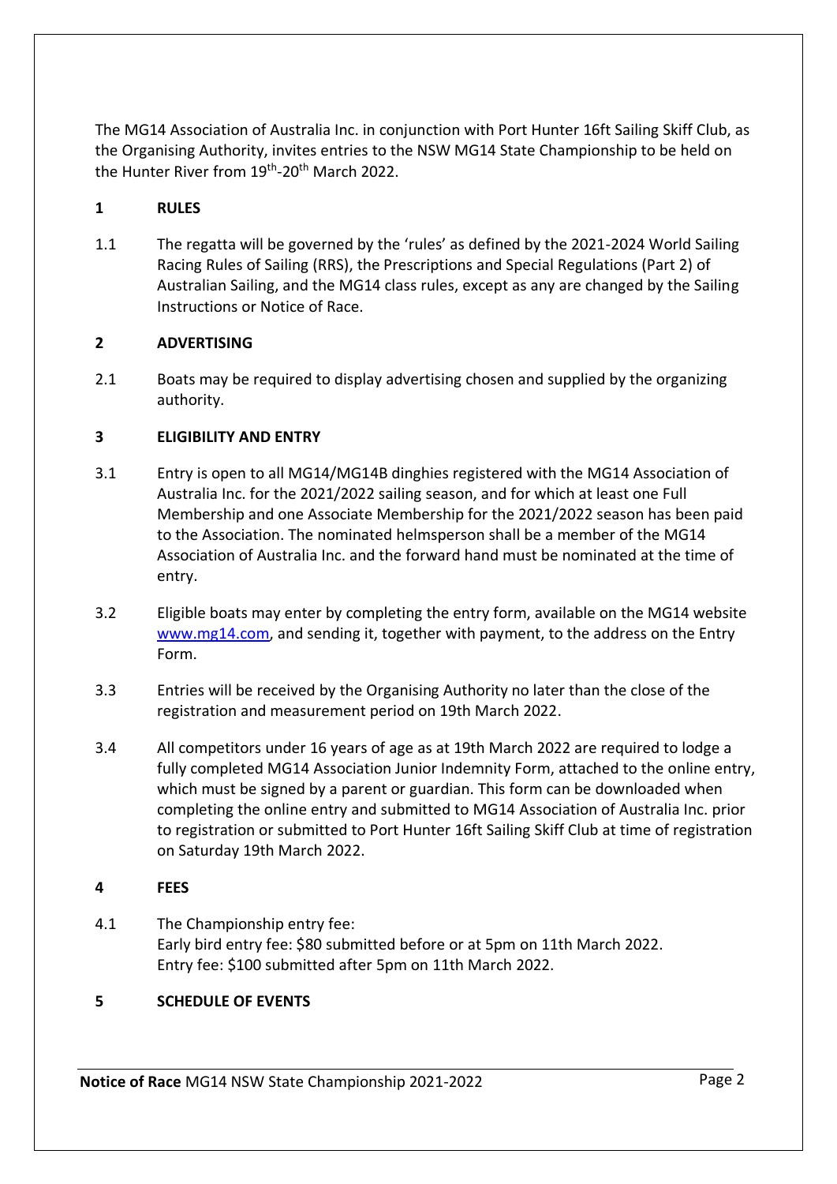The MG14 Association of Australia Inc. in conjunction with Port Hunter 16ft Sailing Skiff Club, as the Organising Authority, invites entries to the NSW MG14 State Championship to be held on the Hunter River from 19th-20th March 2022.

## 1 RULES

1.1 The regatta will be governed by the 'rules' as defined by the 2021-2024 World Sailing Racing Rules of Sailing (RRS), the Prescriptions and Special Regulations (Part 2) of Australian Sailing, and the MG14 class rules, except as any are changed by the Sailing Instructions or Notice of Race.

## 2 ADVERTISING

2.1 Boats may be required to display advertising chosen and supplied by the organizing authority.

## 3 ELIGIBILITY AND ENTRY

3.1 Entry is open to all MG14/MG14B dinghies registered with the MG14 Association of Australia Inc. for the 2021/2022 sailing season, and for which at least one Full Membership and one Associate Membership for the 2021/2022 season has been paid to the Association. The nominated helmsperson shall be a member of the MG14 Association of Australia Inc. and the forward hand must be nominated at the time of entry.

3.2 Eligible boats may enter by completing the entry form, available on the MG14 website www.mg14.com, and sending it, together with payment, to the address on the Entry Form.

3.3 Entries will be received by the Organising Authority no later than the close of the registration and measurement period on 19th March 2022.

3.4 All competitors under 16 years of age as at 19th March 2022 are required to lodge a fully completed MG14 Association Junior Indemnity Form, attached to the online entry, which must be signed by a parent or guardian. This form can be downloaded when completing the online entry and submitted to MG14 Association of Australia Inc. prior to registration or submitted to Port Hunter 16ft Sailing Skiff Club at time of registration on Saturday 19th March 2022.

## 4 FEES

4.1 The Championship entry fee:
Early bird entry fee: $80 submitted before or at 5pm on 11th March 2022.
Entry fee: $100 submitted after 5pm on 11th March 2022.

## 5 SCHEDULE OF EVENTS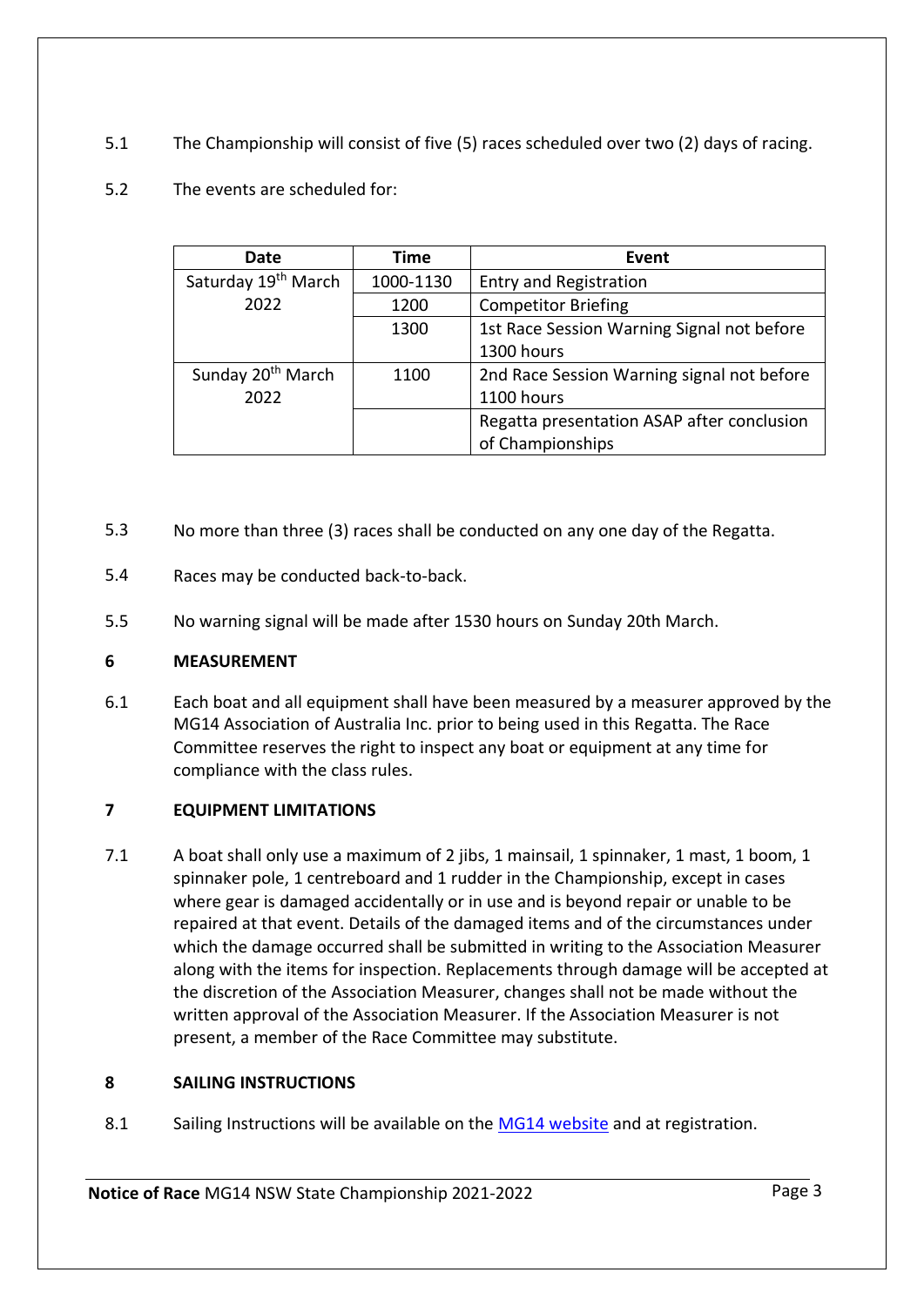5.1 The Championship will consist of five (5) races scheduled over two (2) days of racing.

5.2 The events are scheduled for:

| Date | Time | Event |
|---|---|---|
| Saturday 19th March 2022 | 1000-1130 | Entry and Registration |
| | 1200 | Competitor Briefing |
| | 1300 | 1st Race Session Warning Signal not before 1300 hours |
| Sunday 20th March 2022 | 1100 | 2nd Race Session Warning signal not before 1100 hours |
| | | Regatta presentation ASAP after conclusion of Championships |

5.3 No more than three (3) races shall be conducted on any one day of the Regatta.

5.4 Races may be conducted back-to-back.

5.5 No warning signal will be made after 1530 hours on Sunday 20th March.

## 6 MEASUREMENT

6.1 Each boat and all equipment shall have been measured by a measurer approved by the MG14 Association of Australia Inc. prior to being used in this Regatta. The Race Committee reserves the right to inspect any boat or equipment at any time for compliance with the class rules.

## 7 EQUIPMENT LIMITATIONS

7.1 A boat shall only use a maximum of 2 jibs, 1 mainsail, 1 spinnaker, 1 mast, 1 boom, 1 spinnaker pole, 1 centreboard and 1 rudder in the Championship, except in cases where gear is damaged accidentally or in use and is beyond repair or unable to be repaired at that event. Details of the damaged items and of the circumstances under which the damage occurred shall be submitted in writing to the Association Measurer along with the items for inspection. Replacements through damage will be accepted at the discretion of the Association Measurer, changes shall not be made without the written approval of the Association Measurer. If the Association Measurer is not present, a member of the Race Committee may substitute.

## 8 SAILING INSTRUCTIONS

8.1 Sailing Instructions will be available on the MG14 website and at registration.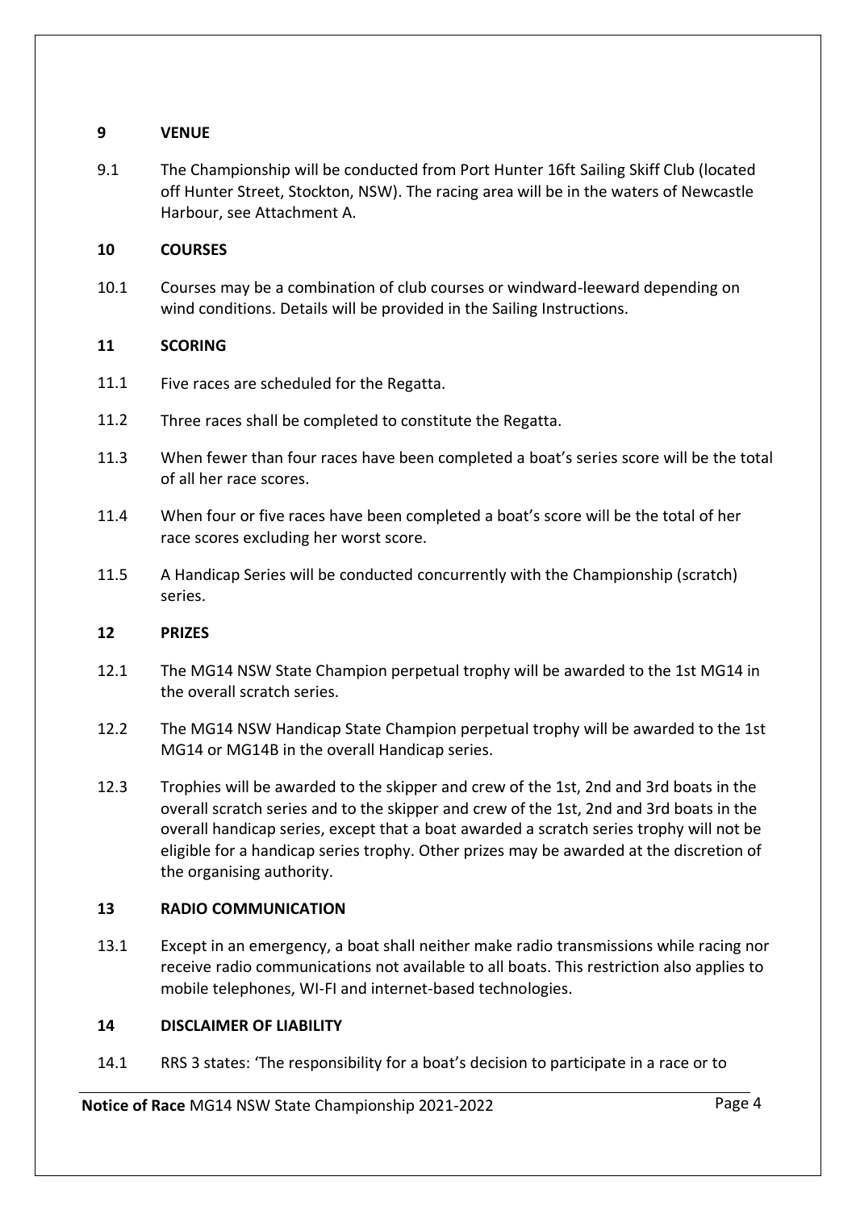## 9 VENUE

9.1 The Championship will be conducted from Port Hunter 16ft Sailing Skiff Club (located off Hunter Street, Stockton, NSW). The racing area will be in the waters of Newcastle Harbour, see Attachment A.

## 10 COURSES

10.1 Courses may be a combination of club courses or windward-leeward depending on wind conditions. Details will be provided in the Sailing Instructions.

## 11 SCORING

11.1 Five races are scheduled for the Regatta.

11.2 Three races shall be completed to constitute the Regatta.

11.3 When fewer than four races have been completed a boat's series score will be the total of all her race scores.

11.4 When four or five races have been completed a boat's score will be the total of her race scores excluding her worst score.

11.5 A Handicap Series will be conducted concurrently with the Championship (scratch) series.

## 12 PRIZES

12.1 The MG14 NSW State Champion perpetual trophy will be awarded to the 1st MG14 in the overall scratch series.

12.2 The MG14 NSW Handicap State Champion perpetual trophy will be awarded to the 1st MG14 or MG14B in the overall Handicap series.

12.3 Trophies will be awarded to the skipper and crew of the 1st, 2nd and 3rd boats in the overall scratch series and to the skipper and crew of the 1st, 2nd and 3rd boats in the overall handicap series, except that a boat awarded a scratch series trophy will not be eligible for a handicap series trophy. Other prizes may be awarded at the discretion of the organising authority.

## 13 RADIO COMMUNICATION

13.1 Except in an emergency, a boat shall neither make radio transmissions while racing nor receive radio communications not available to all boats. This restriction also applies to mobile telephones, WI-FI and internet-based technologies.

## 14 DISCLAIMER OF LIABILITY

14.1 RRS 3 states: 'The responsibility for a boat's decision to participate in a race or to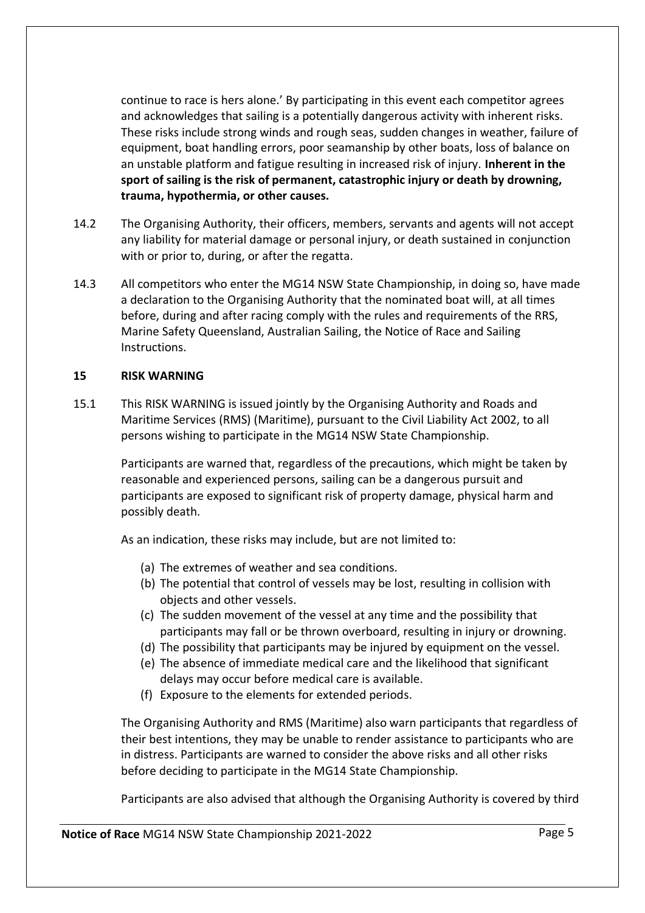continue to race is hers alone.' By participating in this event each competitor agrees and acknowledges that sailing is a potentially dangerous activity with inherent risks. These risks include strong winds and rough seas, sudden changes in weather, failure of equipment, boat handling errors, poor seamanship by other boats, loss of balance on an unstable platform and fatigue resulting in increased risk of injury. **Inherent in the sport of sailing is the risk of permanent, catastrophic injury or death by drowning, trauma, hypothermia, or other causes.**

14.2 The Organising Authority, their officers, members, servants and agents will not accept any liability for material damage or personal injury, or death sustained in conjunction with or prior to, during, or after the regatta.

14.3 All competitors who enter the MG14 NSW State Championship, in doing so, have made a declaration to the Organising Authority that the nominated boat will, at all times before, during and after racing comply with the rules and requirements of the RRS, Marine Safety Queensland, Australian Sailing, the Notice of Race and Sailing Instructions.

## 15 RISK WARNING

15.1 This RISK WARNING is issued jointly by the Organising Authority and Roads and Maritime Services (RMS) (Maritime), pursuant to the Civil Liability Act 2002, to all persons wishing to participate in the MG14 NSW State Championship.

Participants are warned that, regardless of the precautions, which might be taken by reasonable and experienced persons, sailing can be a dangerous pursuit and participants are exposed to significant risk of property damage, physical harm and possibly death.

As an indication, these risks may include, but are not limited to:

(a) The extremes of weather and sea conditions.
(b) The potential that control of vessels may be lost, resulting in collision with objects and other vessels.
(c) The sudden movement of the vessel at any time and the possibility that participants may fall or be thrown overboard, resulting in injury or drowning.
(d) The possibility that participants may be injured by equipment on the vessel.
(e) The absence of immediate medical care and the likelihood that significant delays may occur before medical care is available.
(f) Exposure to the elements for extended periods.

The Organising Authority and RMS (Maritime) also warn participants that regardless of their best intentions, they may be unable to render assistance to participants who are in distress. Participants are warned to consider the above risks and all other risks before deciding to participate in the MG14 State Championship.

Participants are also advised that although the Organising Authority is covered by third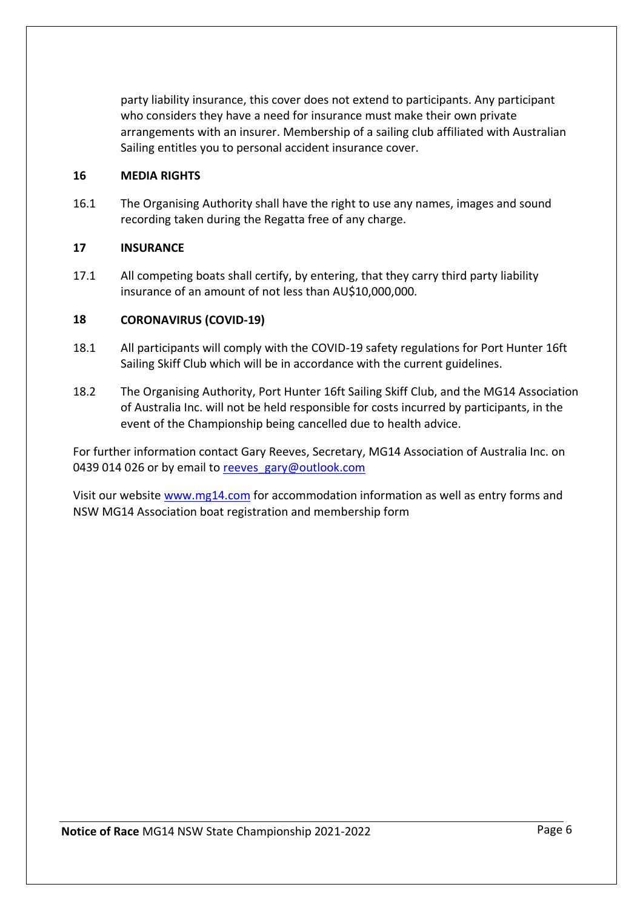party liability insurance, this cover does not extend to participants. Any participant who considers they have a need for insurance must make their own private arrangements with an insurer. Membership of a sailing club affiliated with Australian Sailing entitles you to personal accident insurance cover.

## 16 MEDIA RIGHTS

16.1 The Organising Authority shall have the right to use any names, images and sound recording taken during the Regatta free of any charge.

## 17 INSURANCE

17.1 All competing boats shall certify, by entering, that they carry third party liability insurance of an amount of not less than AU$10,000,000.

## 18 CORONAVIRUS (COVID-19)

18.1 All participants will comply with the COVID-19 safety regulations for Port Hunter 16ft Sailing Skiff Club which will be in accordance with the current guidelines.

18.2 The Organising Authority, Port Hunter 16ft Sailing Skiff Club, and the MG14 Association of Australia Inc. will not be held responsible for costs incurred by participants, in the event of the Championship being cancelled due to health advice.

For further information contact Gary Reeves, Secretary, MG14 Association of Australia Inc. on 0439 014 026 or by email to [reeves_gary@outlook.com](mailto:reeves_gary@outlook.com)

Visit our website [www.mg14.com](http://www.mg14.com) for accommodation information as well as entry forms and NSW MG14 Association boat registration and membership form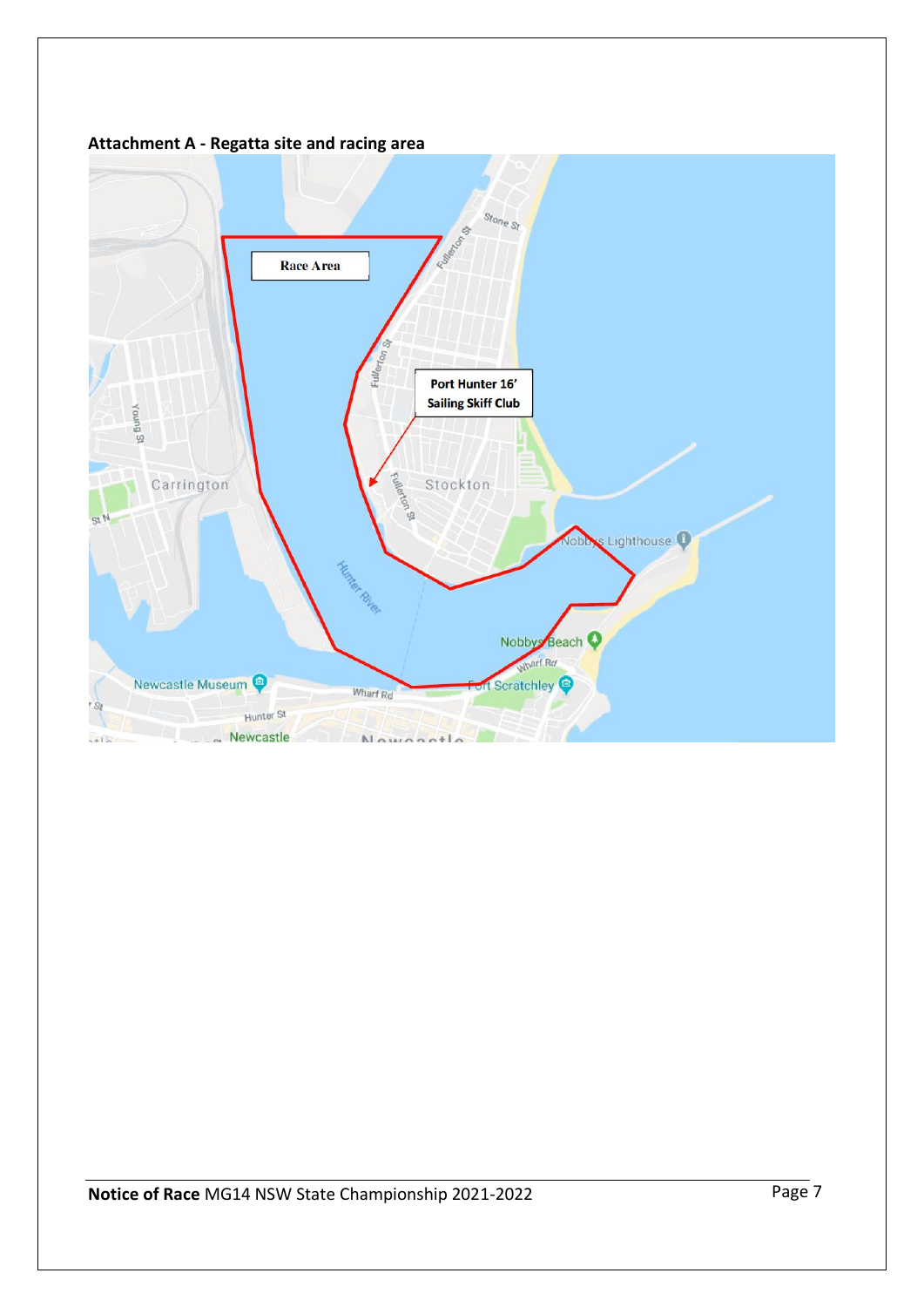**Attachment A - Regatta site and racing area**

Race Area

Port Hunter 16' Sailing Skiff Club

Stockton

Carrington

Hunter River

Nobbys Lighthouse

Nobbys Beach

Fort Scratchley

Newcastle Museum

Wharf Rd

Hunter St

Newcastle

Fullerton St

Stone St

Young St